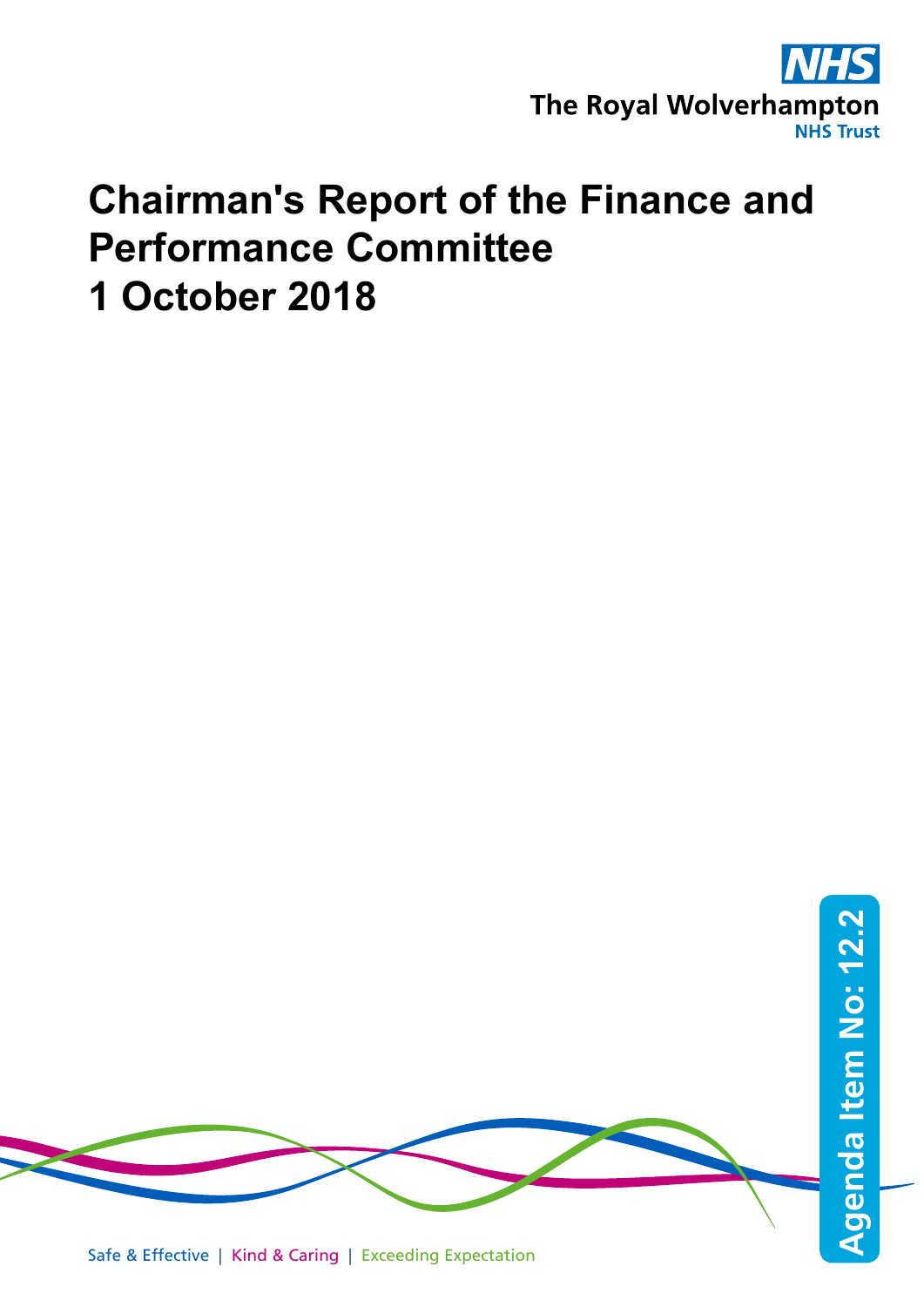NHS

The Royal Wolverhampton NHS Trust

# Chairman's Report of the Finance and Performance Committee 1 October 2018

Agenda Item No: 12.2

Safe & Effective | Kind & Caring | Exceeding Expectation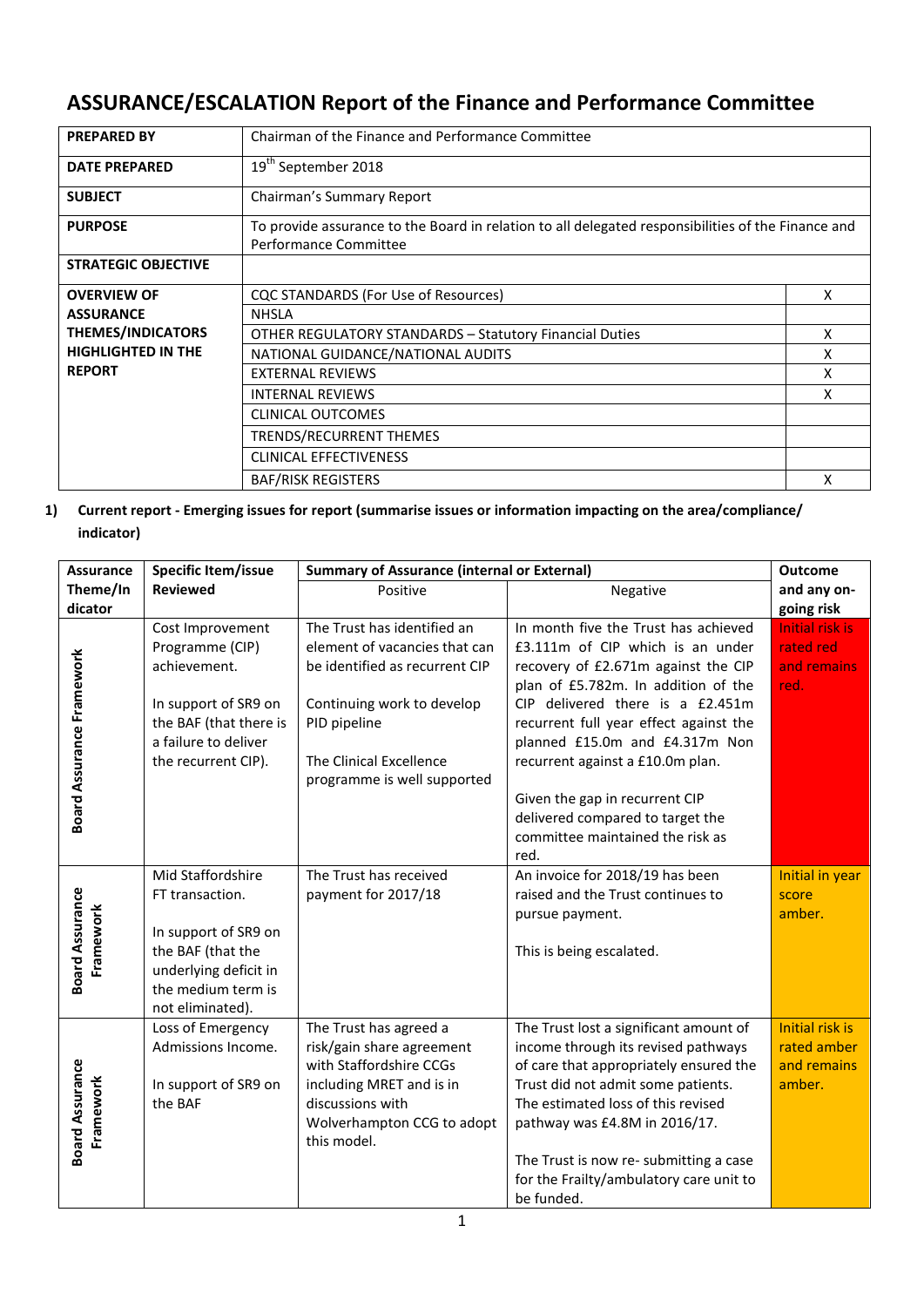# ASSURANCE/ESCALATION Report of the Finance and Performance Committee

| | | |
|---|---|---|
| **PREPARED BY** | Chairman of the Finance and Performance Committee | |
| **DATE PREPARED** | 19th September 2018 | |
| **SUBJECT** | Chairman's Summary Report | |
| **PURPOSE** | To provide assurance to the Board in relation to all delegated responsibilities of the Finance and Performance Committee | |
| **STRATEGIC OBJECTIVE** | | |
| **OVERVIEW OF ASSURANCE THEMES/INDICATORS HIGHLIGHTED IN THE REPORT** | CQC STANDARDS (For Use of Resources) | X |
| | NHSLA | |
| | OTHER REGULATORY STANDARDS – Statutory Financial Duties | X |
| | NATIONAL GUIDANCE/NATIONAL AUDITS | X |
| | EXTERNAL REVIEWS | X |
| | INTERNAL REVIEWS | X |
| | CLINICAL OUTCOMES | |
| | TRENDS/RECURRENT THEMES | |
| | CLINICAL EFFECTIVENESS | |
| | BAF/RISK REGISTERS | X |

**1) Current report - Emerging issues for report (summarise issues or information impacting on the area/compliance/ indicator)**

| Assurance Theme/Indicator | Specific Item/issue Reviewed | Summary of Assurance (internal or External) – Positive | Summary of Assurance (internal or External) – Negative | Outcome and any on-going risk |
|---|---|---|---|---|
| Board Assurance Framework | Cost Improvement Programme (CIP) achievement.<br><br>In support of SR9 on the BAF (that there is a failure to deliver the recurrent CIP). | The Trust has identified an element of vacancies that can be identified as recurrent CIP<br><br>Continuing work to develop PID pipeline<br><br>The Clinical Excellence programme is well supported | In month five the Trust has achieved £3.111m of CIP which is an under recovery of £2.671m against the CIP plan of £5.782m. In addition of the CIP delivered there is a £2.451m recurrent full year effect against the planned £15.0m and £4.317m Non recurrent against a £10.0m plan.<br><br>Given the gap in recurrent CIP delivered compared to target the committee maintained the risk as red. | Initial risk is rated red and remains red. |
| Board Assurance Framework | Mid Staffordshire FT transaction.<br><br>In support of SR9 on the BAF (that the underlying deficit in the medium term is not eliminated). | The Trust has received payment for 2017/18 | An invoice for 2018/19 has been raised and the Trust continues to pursue payment.<br><br>This is being escalated. | Initial in year score amber. |
| Board Assurance Framework | Loss of Emergency Admissions Income.<br><br>In support of SR9 on the BAF | The Trust has agreed a risk/gain share agreement with Staffordshire CCGs including MRET and is in discussions with Wolverhampton CCG to adopt this model. | The Trust lost a significant amount of income through its revised pathways of care that appropriately ensured the Trust did not admit some patients. The estimated loss of this revised pathway was £4.8M in 2016/17.<br><br>The Trust is now re- submitting a case for the Frailty/ambulatory care unit to be funded. | Initial risk is rated amber and remains amber. |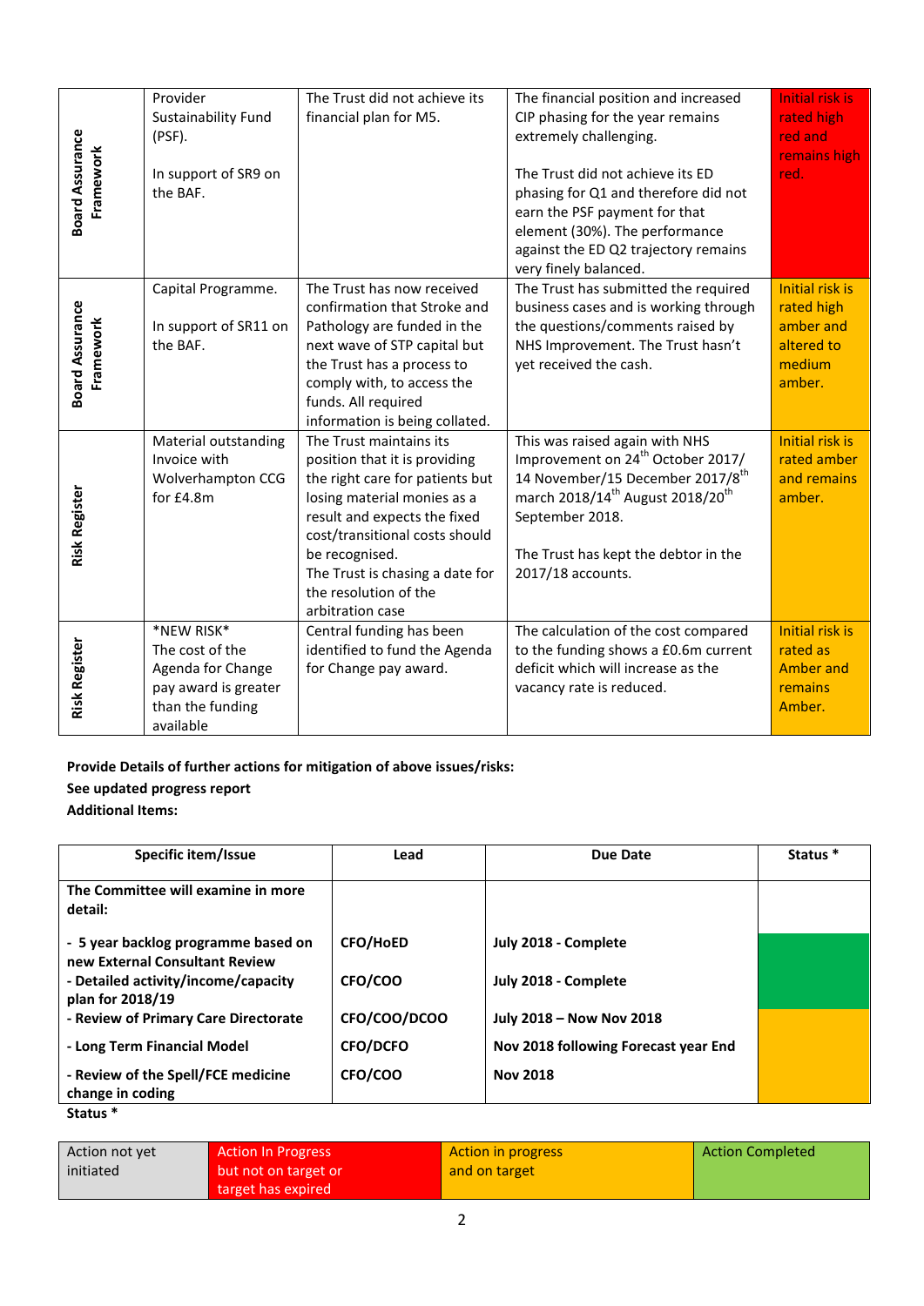| | | | | |
|---|---|---|---|---|
| Board Assurance Framework | Provider Sustainability Fund (PSF).<br><br>In support of SR9 on the BAF. | The Trust did not achieve its financial plan for M5. | The financial position and increased CIP phasing for the year remains extremely challenging.<br><br>The Trust did not achieve its ED phasing for Q1 and therefore did not earn the PSF payment for that element (30%). The performance against the ED Q2 trajectory remains very finely balanced. | Initial risk is rated high red and remains high red. |
| Board Assurance Framework | Capital Programme.<br><br>In support of SR11 on the BAF. | The Trust has now received confirmation that Stroke and Pathology are funded in the next wave of STP capital but the Trust has a process to comply with, to access the funds. All required information is being collated. | The Trust has submitted the required business cases and is working through the questions/comments raised by NHS Improvement. The Trust hasn't yet received the cash. | Initial risk is rated high amber and altered to medium amber. |
| Risk Register | Material outstanding Invoice with Wolverhampton CCG for £4.8m | The Trust maintains its position that it is providing the right care for patients but losing material monies as a result and expects the fixed cost/transitional costs should be recognised.<br>The Trust is chasing a date for the resolution of the arbitration case | This was raised again with NHS Improvement on 24th October 2017/ 14 November/15 December 2017/8th march 2018/14th August 2018/20th September 2018.<br><br>The Trust has kept the debtor in the 2017/18 accounts. | Initial risk is rated amber and remains amber. |
| Risk Register | *NEW RISK*<br>The cost of the Agenda for Change pay award is greater than the funding available | Central funding has been identified to fund the Agenda for Change pay award. | The calculation of the cost compared to the funding shows a £0.6m current deficit which will increase as the vacancy rate is reduced. | Initial risk is rated as Amber and remains Amber. |

**Provide Details of further actions for mitigation of above issues/risks:**

**See updated progress report**

**Additional Items:**

| Specific item/Issue | Lead | Due Date | Status * |
|---|---|---|---|
| **The Committee will examine in more detail:** | | | |
| **- 5 year backlog programme based on new External Consultant Review** | **CFO/HoED** | **July 2018 - Complete** | Action Completed |
| **- Detailed activity/income/capacity plan for 2018/19** | **CFO/COO** | **July 2018 - Complete** | Action Completed |
| **- Review of Primary Care Directorate** | **CFO/COO/DCOO** | **July 2018 – Now Nov 2018** | Action in progress and on target |
| **- Long Term Financial Model** | **CFO/DCFO** | **Nov 2018 following Forecast year End** | Action in progress and on target |
| **- Review of the Spell/FCE medicine change in coding** | **CFO/COO** | **Nov 2018** | Action in progress and on target |

**Status ***

| Action not yet initiated | Action In Progress but not on target or target has expired | Action in progress and on target | Action Completed |
|---|---|---|---|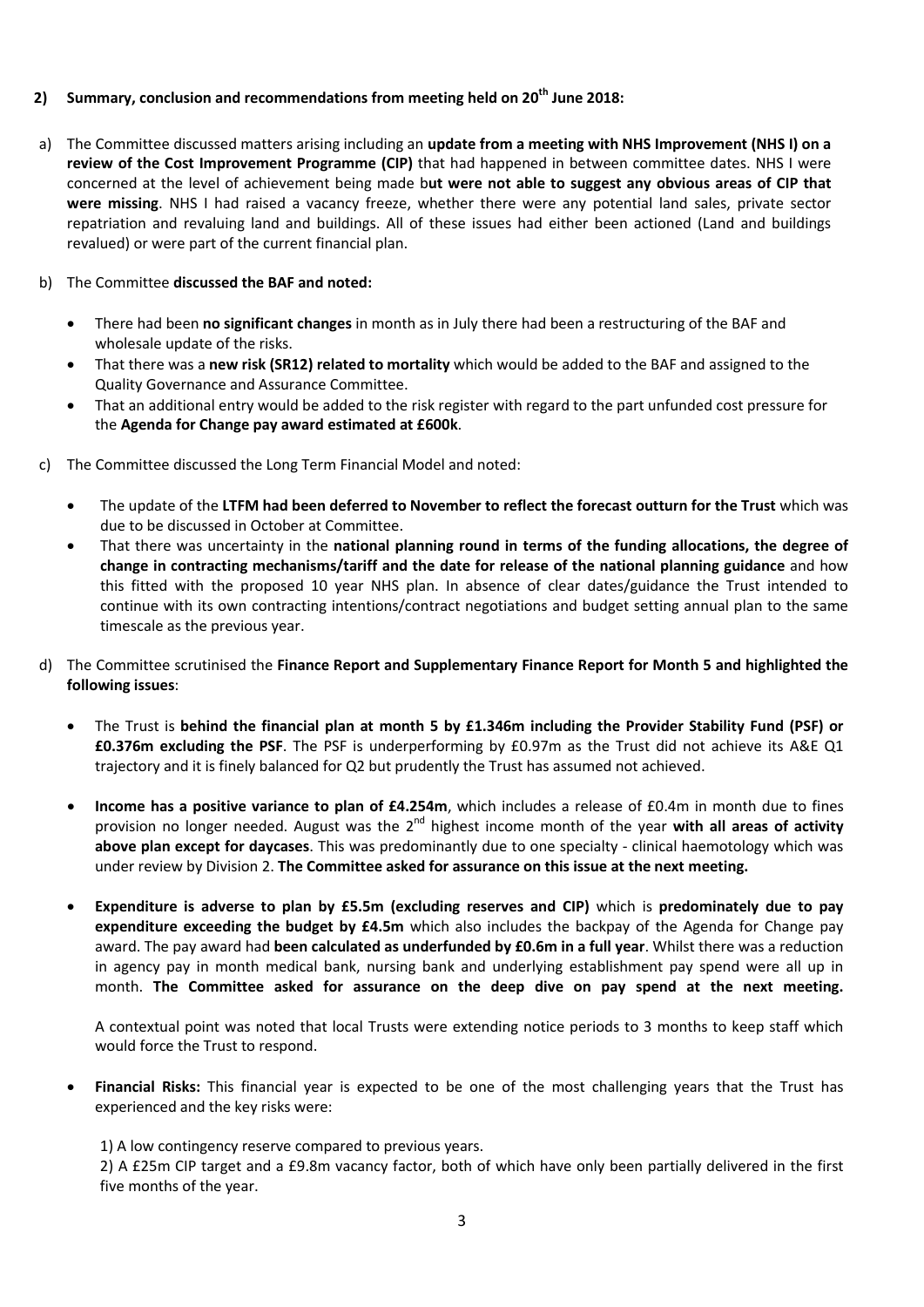**2) Summary, conclusion and recommendations from meeting held on 20th June 2018:**

a) The Committee discussed matters arising including an **update from a meeting with NHS Improvement (NHS I) on a review of the Cost Improvement Programme (CIP)** that had happened in between committee dates. NHS I were concerned at the level of achievement being made b**ut were not able to suggest any obvious areas of CIP that were missing**. NHS I had raised a vacancy freeze, whether there were any potential land sales, private sector repatriation and revaluing land and buildings. All of these issues had either been actioned (Land and buildings revalued) or were part of the current financial plan.

b) The Committee **discussed the BAF and noted:**

- There had been **no significant changes** in month as in July there had been a restructuring of the BAF and wholesale update of the risks.
- That there was a **new risk (SR12) related to mortality** which would be added to the BAF and assigned to the Quality Governance and Assurance Committee.
- That an additional entry would be added to the risk register with regard to the part unfunded cost pressure for the **Agenda for Change pay award estimated at £600k**.

c) The Committee discussed the Long Term Financial Model and noted:

- The update of the **LTFM had been deferred to November to reflect the forecast outturn for the Trust** which was due to be discussed in October at Committee.
- That there was uncertainty in the **national planning round in terms of the funding allocations, the degree of change in contracting mechanisms/tariff and the date for release of the national planning guidance** and how this fitted with the proposed 10 year NHS plan. In absence of clear dates/guidance the Trust intended to continue with its own contracting intentions/contract negotiations and budget setting annual plan to the same timescale as the previous year.

d) The Committee scrutinised the **Finance Report and Supplementary Finance Report for Month 5 and highlighted the following issues**:

- The Trust is **behind the financial plan at month 5 by £1.346m including the Provider Stability Fund (PSF) or £0.376m excluding the PSF**. The PSF is underperforming by £0.97m as the Trust did not achieve its A&E Q1 trajectory and it is finely balanced for Q2 but prudently the Trust has assumed not achieved.

- **Income has a positive variance to plan of £4.254m**, which includes a release of £0.4m in month due to fines provision no longer needed. August was the 2nd highest income month of the year **with all areas of activity above plan except for daycases**. This was predominantly due to one specialty - clinical haemotology which was under review by Division 2. **The Committee asked for assurance on this issue at the next meeting.**

- **Expenditure is adverse to plan by £5.5m (excluding reserves and CIP)** which is **predominately due to pay expenditure exceeding the budget by £4.5m** which also includes the backpay of the Agenda for Change pay award. The pay award had **been calculated as underfunded by £0.6m in a full year**. Whilst there was a reduction in agency pay in month medical bank, nursing bank and underlying establishment pay spend were all up in month. **The Committee asked for assurance on the deep dive on pay spend at the next meeting.**

  A contextual point was noted that local Trusts were extending notice periods to 3 months to keep staff which would force the Trust to respond.

- **Financial Risks:** This financial year is expected to be one of the most challenging years that the Trust has experienced and the key risks were:

  1) A low contingency reserve compared to previous years.
  2) A £25m CIP target and a £9.8m vacancy factor, both of which have only been partially delivered in the first five months of the year.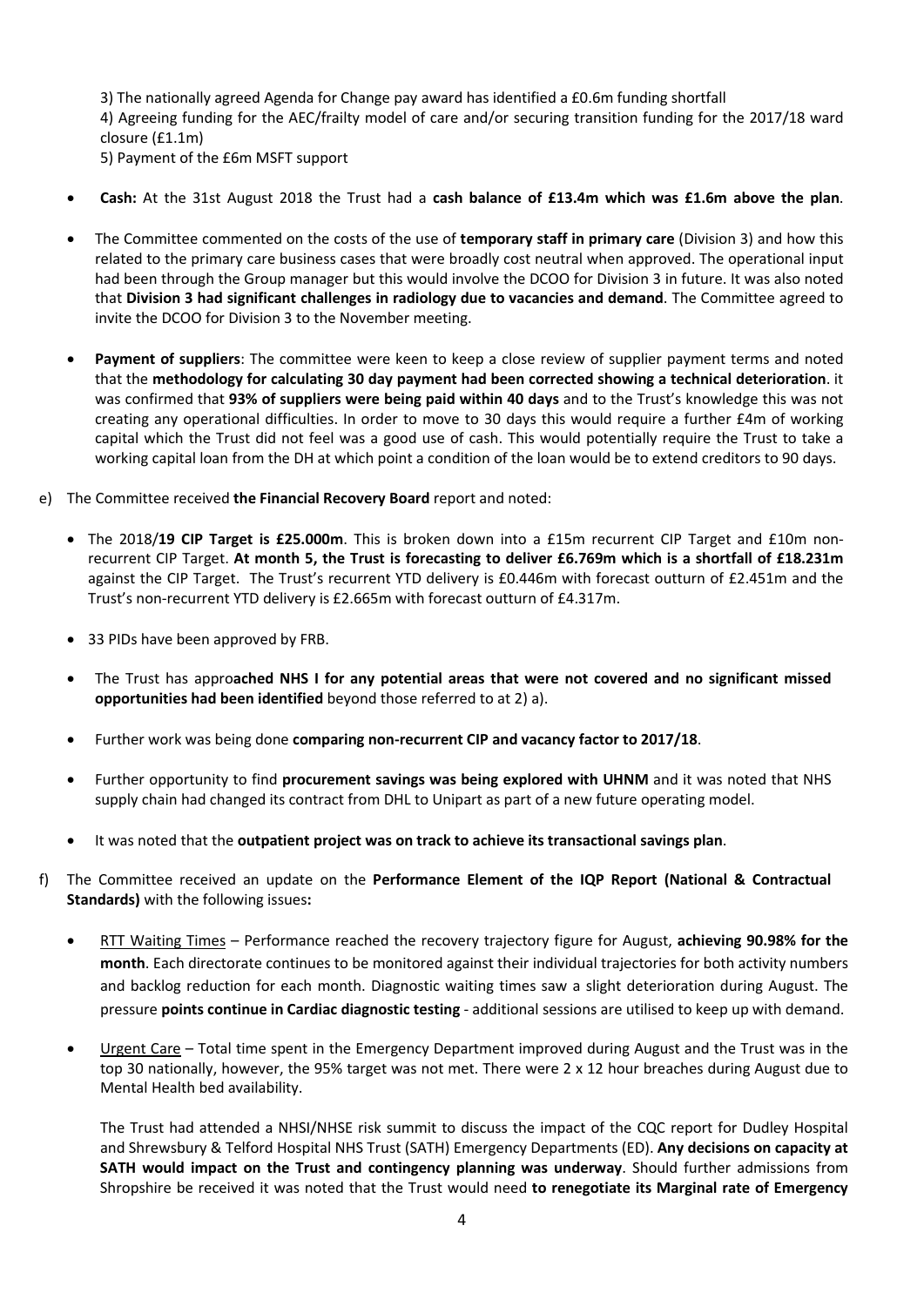3) The nationally agreed Agenda for Change pay award has identified a £0.6m funding shortfall
4) Agreeing funding for the AEC/frailty model of care and/or securing transition funding for the 2017/18 ward closure (£1.1m)
5) Payment of the £6m MSFT support

- **Cash:** At the 31st August 2018 the Trust had a **cash balance of £13.4m which was £1.6m above the plan**.

- The Committee commented on the costs of the use of **temporary staff in primary care** (Division 3) and how this related to the primary care business cases that were broadly cost neutral when approved. The operational input had been through the Group manager but this would involve the DCOO for Division 3 in future. It was also noted that **Division 3 had significant challenges in radiology due to vacancies and demand**. The Committee agreed to invite the DCOO for Division 3 to the November meeting.

- **Payment of suppliers**: The committee were keen to keep a close review of supplier payment terms and noted that the **methodology for calculating 30 day payment had been corrected showing a technical deterioration**. it was confirmed that **93% of suppliers were being paid within 40 days** and to the Trust's knowledge this was not creating any operational difficulties. In order to move to 30 days this would require a further £4m of working capital which the Trust did not feel was a good use of cash. This would potentially require the Trust to take a working capital loan from the DH at which point a condition of the loan would be to extend creditors to 90 days.

e) The Committee received **the Financial Recovery Board** report and noted:

- The 2018/**19 CIP Target is £25.000m**. This is broken down into a £15m recurrent CIP Target and £10m non-recurrent CIP Target. **At month 5, the Trust is forecasting to deliver £6.769m which is a shortfall of £18.231m** against the CIP Target. The Trust's recurrent YTD delivery is £0.446m with forecast outturn of £2.451m and the Trust's non-recurrent YTD delivery is £2.665m with forecast outturn of £4.317m.

- 33 PIDs have been approved by FRB.

- The Trust has appro**ached NHS I for any potential areas that were not covered and no significant missed opportunities had been identified** beyond those referred to at 2) a).

- Further work was being done **comparing non-recurrent CIP and vacancy factor to 2017/18**.

- Further opportunity to find **procurement savings was being explored with UHNM** and it was noted that NHS supply chain had changed its contract from DHL to Unipart as part of a new future operating model.

- It was noted that the **outpatient project was on track to achieve its transactional savings plan**.

f) The Committee received an update on the **Performance Element of the IQP Report (National & Contractual Standards)** with the following issues**:**

- RTT Waiting Times – Performance reached the recovery trajectory figure for August, **achieving 90.98% for the month**. Each directorate continues to be monitored against their individual trajectories for both activity numbers and backlog reduction for each month. Diagnostic waiting times saw a slight deterioration during August. The pressure **points continue in Cardiac diagnostic testing** - additional sessions are utilised to keep up with demand.

- Urgent Care – Total time spent in the Emergency Department improved during August and the Trust was in the top 30 nationally, however, the 95% target was not met. There were 2 x 12 hour breaches during August due to Mental Health bed availability.

  The Trust had attended a NHSI/NHSE risk summit to discuss the impact of the CQC report for Dudley Hospital and Shrewsbury & Telford Hospital NHS Trust (SATH) Emergency Departments (ED). **Any decisions on capacity at SATH would impact on the Trust and contingency planning was underway**. Should further admissions from Shropshire be received it was noted that the Trust would need **to renegotiate its Marginal rate of Emergency**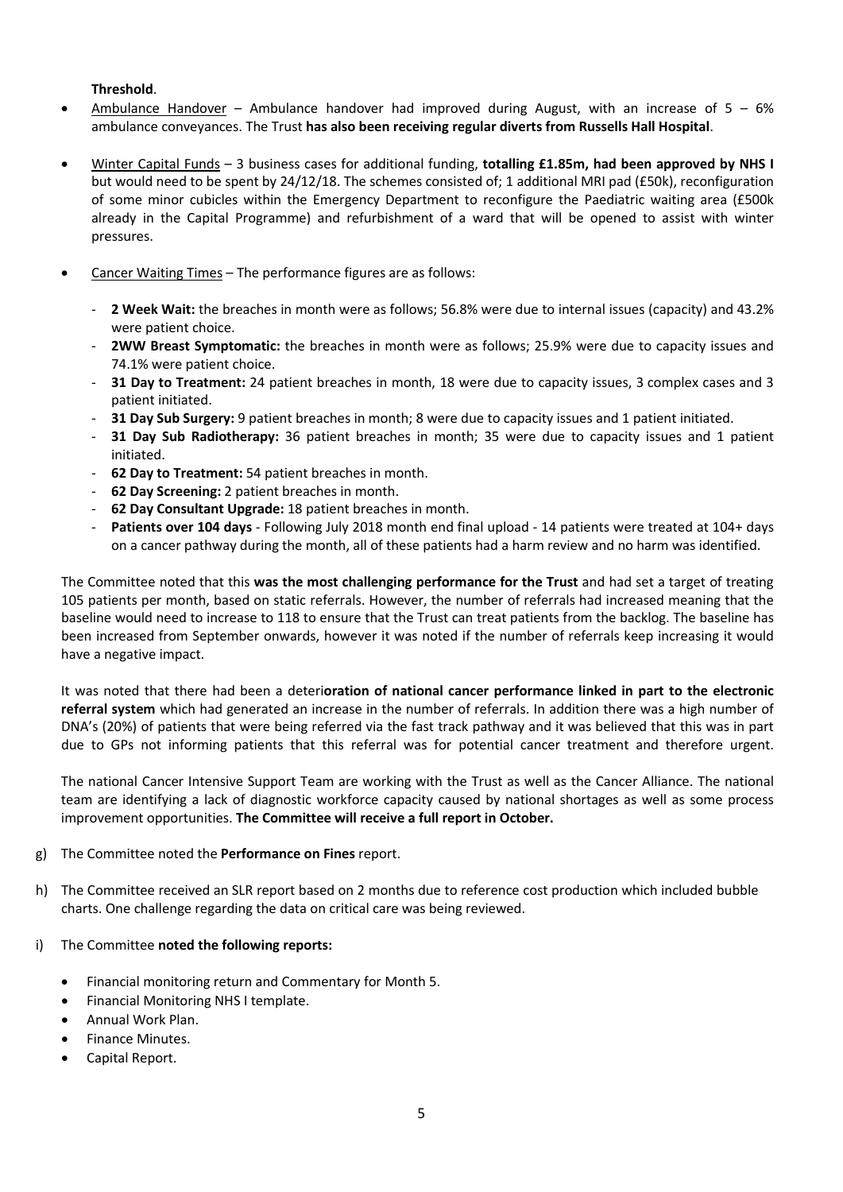**Threshold**.

- Ambulance Handover – Ambulance handover had improved during August, with an increase of 5 – 6% ambulance conveyances. The Trust **has also been receiving regular diverts from Russells Hall Hospital**.

- Winter Capital Funds – 3 business cases for additional funding, **totalling £1.85m, had been approved by NHS I** but would need to be spent by 24/12/18. The schemes consisted of; 1 additional MRI pad (£50k), reconfiguration of some minor cubicles within the Emergency Department to reconfigure the Paediatric waiting area (£500k already in the Capital Programme) and refurbishment of a ward that will be opened to assist with winter pressures.

- Cancer Waiting Times – The performance figures are as follows:

  - **2 Week Wait:** the breaches in month were as follows; 56.8% were due to internal issues (capacity) and 43.2% were patient choice.
  - **2WW Breast Symptomatic:** the breaches in month were as follows; 25.9% were due to capacity issues and 74.1% were patient choice.
  - **31 Day to Treatment:** 24 patient breaches in month, 18 were due to capacity issues, 3 complex cases and 3 patient initiated.
  - **31 Day Sub Surgery:** 9 patient breaches in month; 8 were due to capacity issues and 1 patient initiated.
  - **31 Day Sub Radiotherapy:** 36 patient breaches in month; 35 were due to capacity issues and 1 patient initiated.
  - **62 Day to Treatment:** 54 patient breaches in month.
  - **62 Day Screening:** 2 patient breaches in month.
  - **62 Day Consultant Upgrade:** 18 patient breaches in month.
  - **Patients over 104 days** - Following July 2018 month end final upload - 14 patients were treated at 104+ days on a cancer pathway during the month, all of these patients had a harm review and no harm was identified.

The Committee noted that this **was the most challenging performance for the Trust** and had set a target of treating 105 patients per month, based on static referrals. However, the number of referrals had increased meaning that the baseline would need to increase to 118 to ensure that the Trust can treat patients from the backlog. The baseline has been increased from September onwards, however it was noted if the number of referrals keep increasing it would have a negative impact.

It was noted that there had been a deteri**oration of national cancer performance linked in part to the electronic referral system** which had generated an increase in the number of referrals. In addition there was a high number of DNA's (20%) of patients that were being referred via the fast track pathway and it was believed that this was in part due to GPs not informing patients that this referral was for potential cancer treatment and therefore urgent.

The national Cancer Intensive Support Team are working with the Trust as well as the Cancer Alliance. The national team are identifying a lack of diagnostic workforce capacity caused by national shortages as well as some process improvement opportunities. **The Committee will receive a full report in October.**

g) The Committee noted the **Performance on Fines** report.

h) The Committee received an SLR report based on 2 months due to reference cost production which included bubble charts. One challenge regarding the data on critical care was being reviewed.

i) The Committee **noted the following reports:**

- Financial monitoring return and Commentary for Month 5.
- Financial Monitoring NHS I template.
- Annual Work Plan.
- Finance Minutes.
- Capital Report.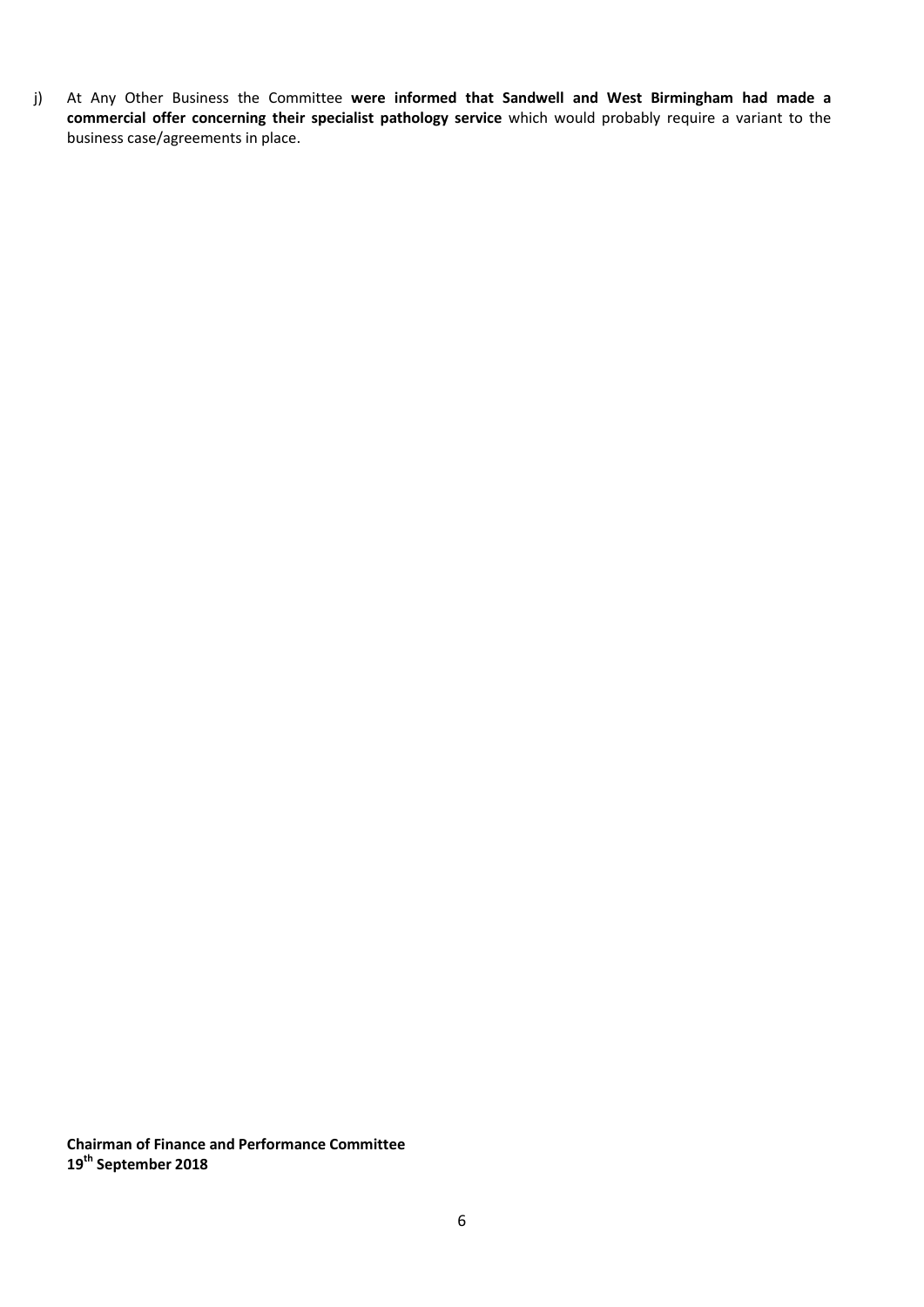j) At Any Other Business the Committee **were informed that Sandwell and West Birmingham had made a commercial offer concerning their specialist pathology service** which would probably require a variant to the business case/agreements in place.

**Chairman of Finance and Performance Committee**
**19th September 2018**